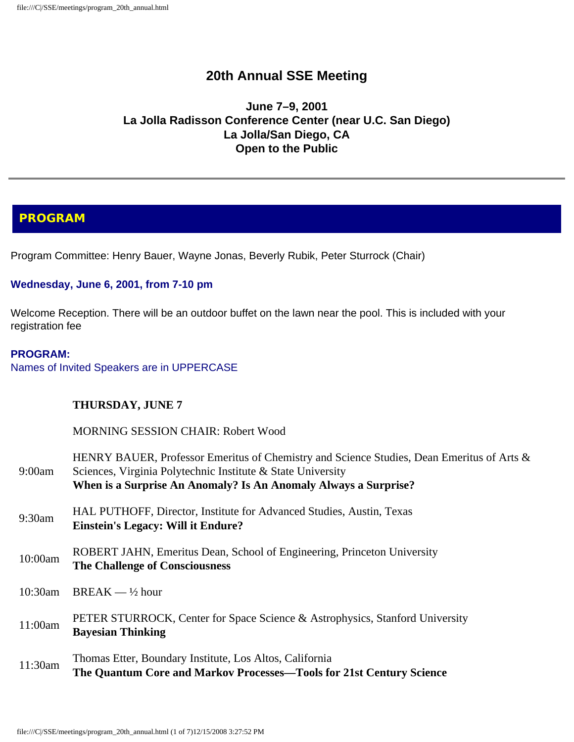# 20th Annual SSE Meeting

**June 7–9, 2001**
**La Jolla Radisson Conference Center (near U.C. San Diego)**
**La Jolla/San Diego, CA**
**Open to the Public**

---

## PROGRAM

Program Committee: Henry Bauer, Wayne Jonas, Beverly Rubik, Peter Sturrock (Chair)

**Wednesday, June 6, 2001, from 7-10 pm**

Welcome Reception. There will be an outdoor buffet on the lawn near the pool. This is included with your registration fee

**PROGRAM:**
Names of Invited Speakers are in UPPERCASE

**THURSDAY, JUNE 7**

MORNING SESSION CHAIR: Robert Wood

| | |
|---|---|
| 9:00am | HENRY BAUER, Professor Emeritus of Chemistry and Science Studies, Dean Emeritus of Arts & Sciences, Virginia Polytechnic Institute & State University<br>**When is a Surprise An Anomaly? Is An Anomaly Always a Surprise?** |
| 9:30am | HAL PUTHOFF, Director, Institute for Advanced Studies, Austin, Texas<br>**Einstein's Legacy: Will it Endure?** |
| 10:00am | ROBERT JAHN, Emeritus Dean, School of Engineering, Princeton University<br>**The Challenge of Consciousness** |
| 10:30am | BREAK — ½ hour |
| 11:00am | PETER STURROCK, Center for Space Science & Astrophysics, Stanford University<br>**Bayesian Thinking** |
| 11:30am | Thomas Etter, Boundary Institute, Los Altos, California<br>**The Quantum Core and Markov Processes—Tools for 21st Century Science** |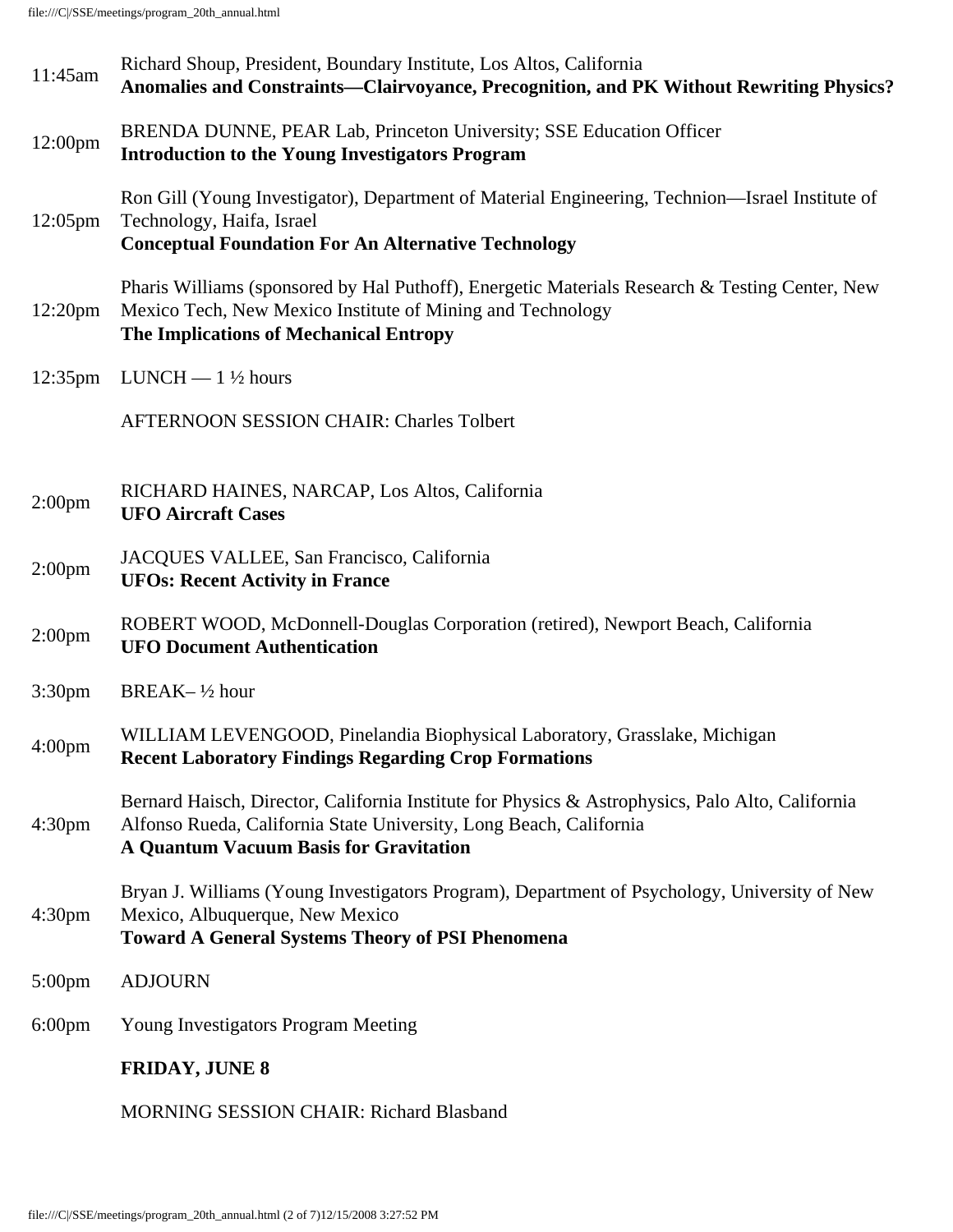| | |
|---|---|
| 11:45am | Richard Shoup, President, Boundary Institute, Los Altos, California<br>**Anomalies and Constraints—Clairvoyance, Precognition, and PK Without Rewriting Physics?** |
| 12:00pm | BRENDA DUNNE, PEAR Lab, Princeton University; SSE Education Officer<br>**Introduction to the Young Investigators Program** |
| 12:05pm | Ron Gill (Young Investigator), Department of Material Engineering, Technion—Israel Institute of Technology, Haifa, Israel<br>**Conceptual Foundation For An Alternative Technology** |
| 12:20pm | Pharis Williams (sponsored by Hal Puthoff), Energetic Materials Research & Testing Center, New Mexico Tech, New Mexico Institute of Mining and Technology<br>**The Implications of Mechanical Entropy** |
| 12:35pm | LUNCH — 1 ½ hours |
| | AFTERNOON SESSION CHAIR: Charles Tolbert |
| 2:00pm | RICHARD HAINES, NARCAP, Los Altos, California<br>**UFO Aircraft Cases** |
| 2:00pm | JACQUES VALLEE, San Francisco, California<br>**UFOs: Recent Activity in France** |
| 2:00pm | ROBERT WOOD, McDonnell-Douglas Corporation (retired), Newport Beach, California<br>**UFO Document Authentication** |
| 3:30pm | BREAK– ½ hour |
| 4:00pm | WILLIAM LEVENGOOD, Pinelandia Biophysical Laboratory, Grasslake, Michigan<br>**Recent Laboratory Findings Regarding Crop Formations** |
| 4:30pm | Bernard Haisch, Director, California Institute for Physics & Astrophysics, Palo Alto, California<br>Alfonso Rueda, California State University, Long Beach, California<br>**A Quantum Vacuum Basis for Gravitation** |
| 4:30pm | Bryan J. Williams (Young Investigators Program), Department of Psychology, University of New Mexico, Albuquerque, New Mexico<br>**Toward A General Systems Theory of PSI Phenomena** |
| 5:00pm | ADJOURN |
| 6:00pm | Young Investigators Program Meeting |

**FRIDAY, JUNE 8**

MORNING SESSION CHAIR: Richard Blasband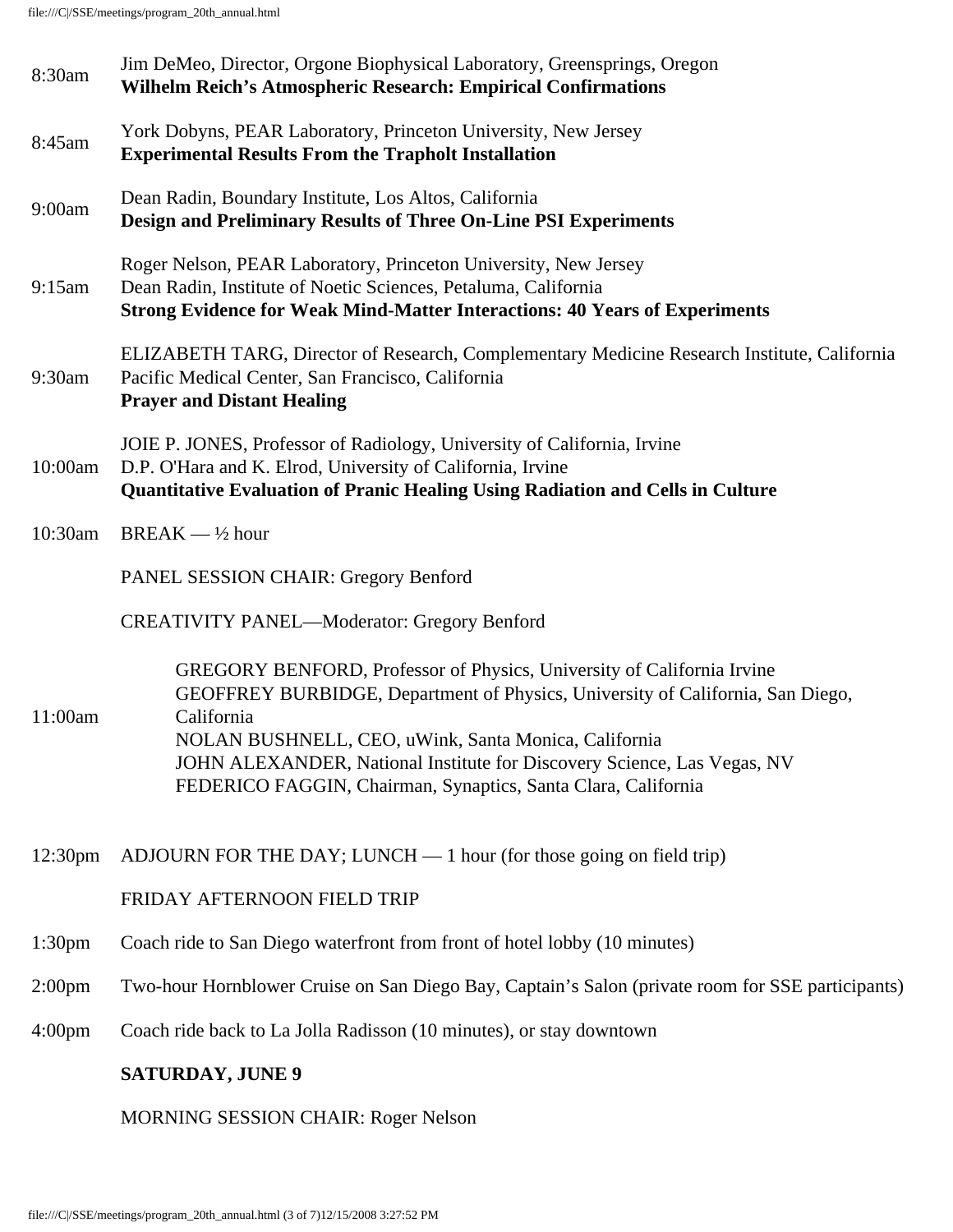| | |
|---|---|
| 8:30am | Jim DeMeo, Director, Orgone Biophysical Laboratory, Greensprings, Oregon<br>**Wilhelm Reich's Atmospheric Research: Empirical Confirmations** |
| 8:45am | York Dobyns, PEAR Laboratory, Princeton University, New Jersey<br>**Experimental Results From the Trapholt Installation** |
| 9:00am | Dean Radin, Boundary Institute, Los Altos, California<br>**Design and Preliminary Results of Three On-Line PSI Experiments** |
| 9:15am | Roger Nelson, PEAR Laboratory, Princeton University, New Jersey<br>Dean Radin, Institute of Noetic Sciences, Petaluma, California<br>**Strong Evidence for Weak Mind-Matter Interactions: 40 Years of Experiments** |
| 9:30am | ELIZABETH TARG, Director of Research, Complementary Medicine Research Institute, California Pacific Medical Center, San Francisco, California<br>**Prayer and Distant Healing** |
| 10:00am | JOIE P. JONES, Professor of Radiology, University of California, Irvine<br>D.P. O'Hara and K. Elrod, University of California, Irvine<br>**Quantitative Evaluation of Pranic Healing Using Radiation and Cells in Culture** |
| 10:30am | BREAK — ½ hour |
| | PANEL SESSION CHAIR: Gregory Benford |
| | CREATIVITY PANEL—Moderator: Gregory Benford |
| 11:00am | GREGORY BENFORD, Professor of Physics, University of California Irvine<br>GEOFFREY BURBIDGE, Department of Physics, University of California, San Diego, California<br>NOLAN BUSHNELL, CEO, uWink, Santa Monica, California<br>JOHN ALEXANDER, National Institute for Discovery Science, Las Vegas, NV<br>FEDERICO FAGGIN, Chairman, Synaptics, Santa Clara, California |
| 12:30pm | ADJOURN FOR THE DAY; LUNCH — 1 hour (for those going on field trip) |
| | FRIDAY AFTERNOON FIELD TRIP |
| 1:30pm | Coach ride to San Diego waterfront from front of hotel lobby (10 minutes) |
| 2:00pm | Two-hour Hornblower Cruise on San Diego Bay, Captain's Salon (private room for SSE participants) |
| 4:00pm | Coach ride back to La Jolla Radisson (10 minutes), or stay downtown |
| | **SATURDAY, JUNE 9** |
| | MORNING SESSION CHAIR: Roger Nelson |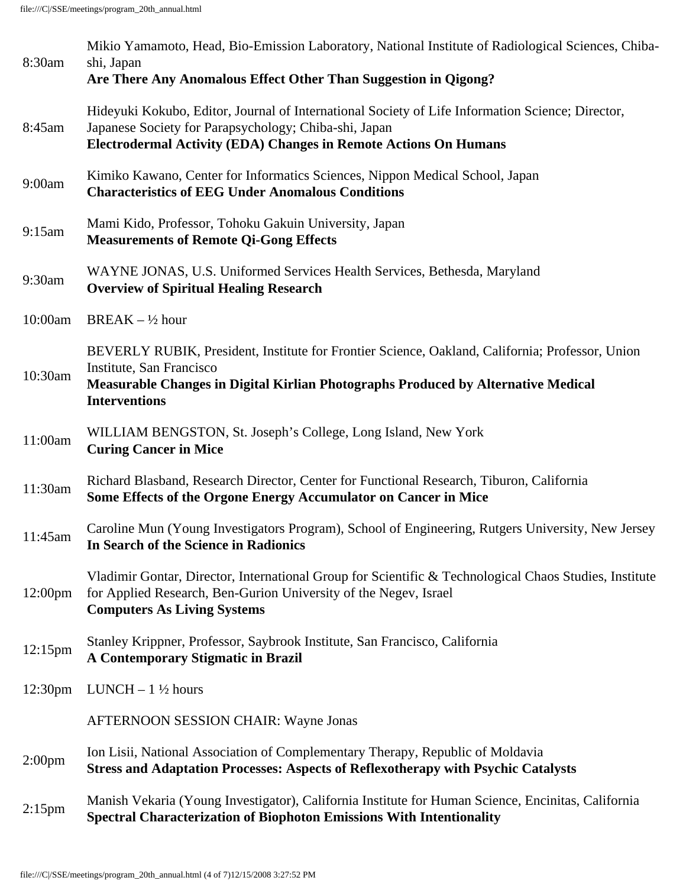| | |
|---|---|
| 8:30am | Mikio Yamamoto, Head, Bio-Emission Laboratory, National Institute of Radiological Sciences, Chiba-shi, Japan<br>**Are There Any Anomalous Effect Other Than Suggestion in Qigong?** |
| 8:45am | Hideyuki Kokubo, Editor, Journal of International Society of Life Information Science; Director, Japanese Society for Parapsychology; Chiba-shi, Japan<br>**Electrodermal Activity (EDA) Changes in Remote Actions On Humans** |
| 9:00am | Kimiko Kawano, Center for Informatics Sciences, Nippon Medical School, Japan<br>**Characteristics of EEG Under Anomalous Conditions** |
| 9:15am | Mami Kido, Professor, Tohoku Gakuin University, Japan<br>**Measurements of Remote Qi-Gong Effects** |
| 9:30am | WAYNE JONAS, U.S. Uniformed Services Health Services, Bethesda, Maryland<br>**Overview of Spiritual Healing Research** |
| 10:00am | BREAK – ½ hour |
| 10:30am | BEVERLY RUBIK, President, Institute for Frontier Science, Oakland, California; Professor, Union Institute, San Francisco<br>**Measurable Changes in Digital Kirlian Photographs Produced by Alternative Medical Interventions** |
| 11:00am | WILLIAM BENGSTON, St. Joseph's College, Long Island, New York<br>**Curing Cancer in Mice** |
| 11:30am | Richard Blasband, Research Director, Center for Functional Research, Tiburon, California<br>**Some Effects of the Orgone Energy Accumulator on Cancer in Mice** |
| 11:45am | Caroline Mun (Young Investigators Program), School of Engineering, Rutgers University, New Jersey<br>**In Search of the Science in Radionics** |
| 12:00pm | Vladimir Gontar, Director, International Group for Scientific & Technological Chaos Studies, Institute for Applied Research, Ben-Gurion University of the Negev, Israel<br>**Computers As Living Systems** |
| 12:15pm | Stanley Krippner, Professor, Saybrook Institute, San Francisco, California<br>**A Contemporary Stigmatic in Brazil** |
| 12:30pm | LUNCH – 1 ½ hours |
| | AFTERNOON SESSION CHAIR: Wayne Jonas |
| 2:00pm | Ion Lisii, National Association of Complementary Therapy, Republic of Moldavia<br>**Stress and Adaptation Processes: Aspects of Reflexotherapy with Psychic Catalysts** |
| 2:15pm | Manish Vekaria (Young Investigator), California Institute for Human Science, Encinitas, California<br>**Spectral Characterization of Biophoton Emissions With Intentionality** |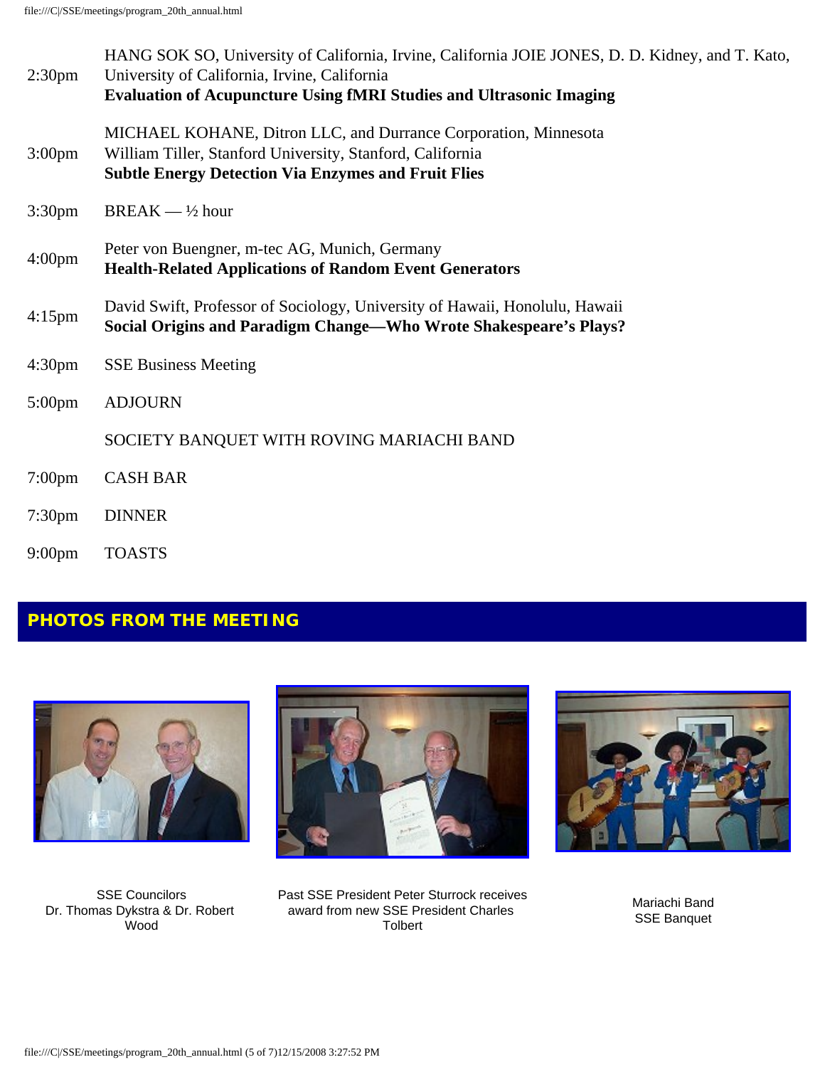| | |
|---|---|
| 2:30pm | HANG SOK SO, University of California, Irvine, California JOIE JONES, D. D. Kidney, and T. Kato, University of California, Irvine, California **Evaluation of Acupuncture Using fMRI Studies and Ultrasonic Imaging** |
| 3:00pm | MICHAEL KOHANE, Ditron LLC, and Durrance Corporation, Minnesota William Tiller, Stanford University, Stanford, California **Subtle Energy Detection Via Enzymes and Fruit Flies** |
| 3:30pm | BREAK — ½ hour |
| 4:00pm | Peter von Buengner, m-tec AG, Munich, Germany **Health-Related Applications of Random Event Generators** |
| 4:15pm | David Swift, Professor of Sociology, University of Hawaii, Honolulu, Hawaii **Social Origins and Paradigm Change—Who Wrote Shakespeare's Plays?** |
| 4:30pm | SSE Business Meeting |
| 5:00pm | ADJOURN |
| | SOCIETY BANQUET WITH ROVING MARIACHI BAND |
| 7:00pm | CASH BAR |
| 7:30pm | DINNER |
| 9:00pm | TOASTS |

## PHOTOS FROM THE MEETING

SSE Councilors
Dr. Thomas Dykstra & Dr. Robert Wood

Past SSE President Peter Sturrock receives award from new SSE President Charles Tolbert

Mariachi Band
SSE Banquet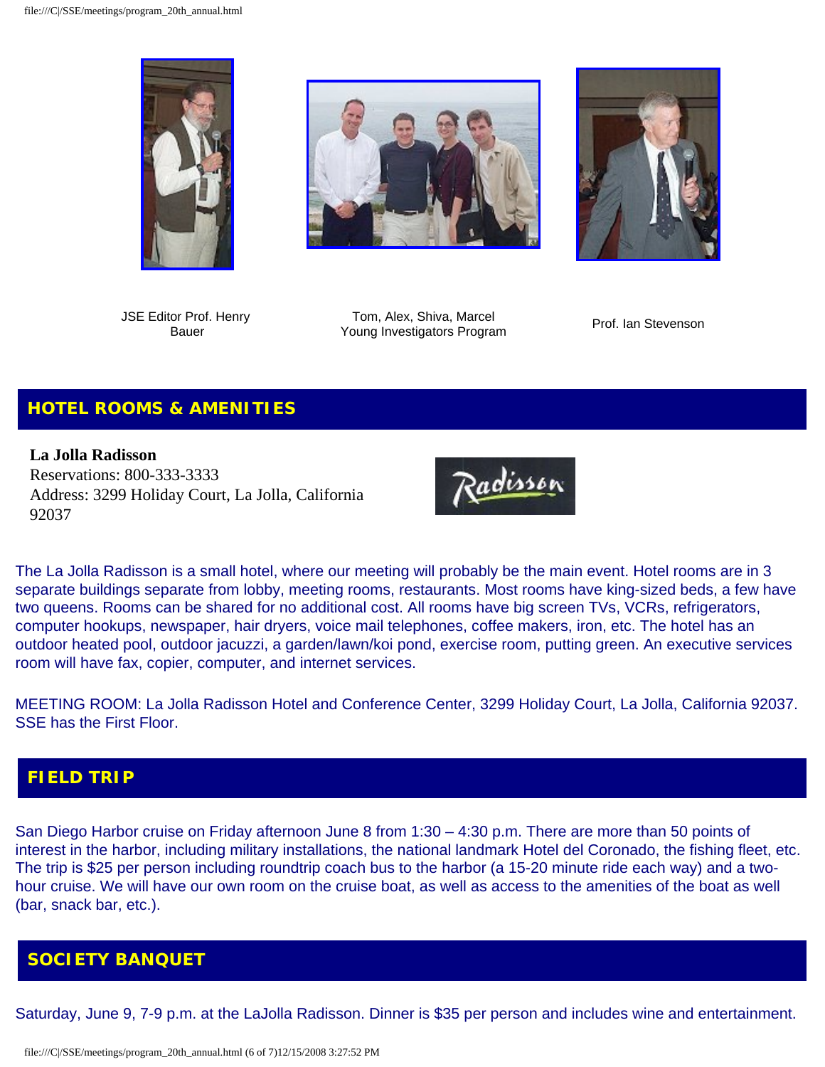JSE Editor Prof. Henry Bauer

Tom, Alex, Shiva, Marcel
Young Investigators Program

Prof. Ian Stevenson

## HOTEL ROOMS & AMENITIES

**La Jolla Radisson**
Reservations: 800-333-3333
Address: 3299 Holiday Court, La Jolla, California 92037

The La Jolla Radisson is a small hotel, where our meeting will probably be the main event. Hotel rooms are in 3 separate buildings separate from lobby, meeting rooms, restaurants. Most rooms have king-sized beds, a few have two queens. Rooms can be shared for no additional cost. All rooms have big screen TVs, VCRs, refrigerators, computer hookups, newspaper, hair dryers, voice mail telephones, coffee makers, iron, etc. The hotel has an outdoor heated pool, outdoor jacuzzi, a garden/lawn/koi pond, exercise room, putting green. An executive services room will have fax, copier, computer, and internet services.

MEETING ROOM: La Jolla Radisson Hotel and Conference Center, 3299 Holiday Court, La Jolla, California 92037. SSE has the First Floor.

## FIELD TRIP

San Diego Harbor cruise on Friday afternoon June 8 from 1:30 – 4:30 p.m. There are more than 50 points of interest in the harbor, including military installations, the national landmark Hotel del Coronado, the fishing fleet, etc. The trip is $25 per person including roundtrip coach bus to the harbor (a 15-20 minute ride each way) and a two-hour cruise. We will have our own room on the cruise boat, as well as access to the amenities of the boat as well (bar, snack bar, etc.).

## SOCIETY BANQUET

Saturday, June 9, 7-9 p.m. at the LaJolla Radisson. Dinner is $35 per person and includes wine and entertainment.